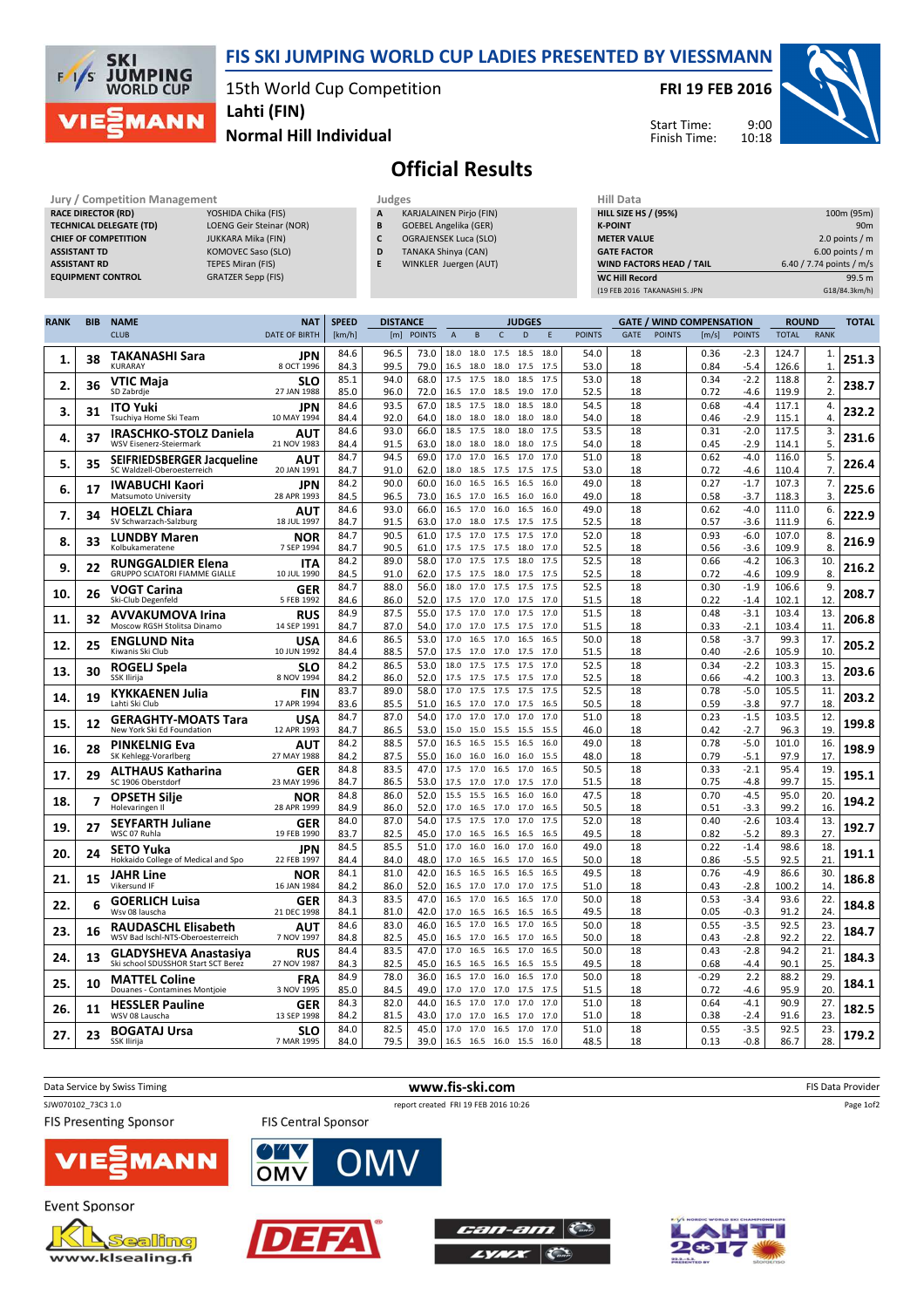# FIS SKI JUMPING WORLD CUP LADIES PRESENTED BY VIESSMANN

15th World Cup Competition
Lahti (FIN)
Normal Hill Individual

**FRI 19 FEB 2016**

Start Time: 9:00
Finish Time: 10:18

## Official Results

**Jury / Competition Management**

| | |
|---|---|
| RACE DIRECTOR (RD) | YOSHIDA Chika (FIS) |
| TECHNICAL DELEGATE (TD) | LOENG Geir Steinar (NOR) |
| CHIEF OF COMPETITION | JUKKARA Mika (FIN) |
| ASSISTANT TD | KOMOVEC Saso (SLO) |
| ASSISTANT RD | TEPES Miran (FIS) |
| EQUIPMENT CONTROL | GRATZER Sepp (FIS) |

**Judges**

| | |
|---|---|
| A | KARJALAINEN Pirjo (FIN) |
| B | GOEBEL Angelika (GER) |
| C | OGRAJENSEK Luca (SLO) |
| D | TANAKA Shinya (CAN) |
| E | WINKLER Juergen (AUT) |

**Hill Data**

| | |
|---|---|
| HILL SIZE HS / (95%) | 100m (95m) |
| K-POINT | 90m |
| METER VALUE | 2.0 points / m |
| GATE FACTOR | 6.00 points / m |
| WIND FACTORS HEAD / TAIL | 6.40 / 7.74 points / m/s |
| WC Hill Record | 99.5 m |
| (19 FEB 2016 TAKANASHI S. JPN | G18/84.3km/h) |

| RANK | BIB | NAME / CLUB | NAT / DATE OF BIRTH | SPEED [km/h] | DISTANCE [m] | DISTANCE POINTS | A | B | C | D | E | JUDGES POINTS | GATE | GATE POINTS | WIND [m/s] | WIND POINTS | ROUND TOTAL | ROUND RANK | TOTAL |
|---|---|---|---|---|---|---|---|---|---|---|---|---|---|---|---|---|---|---|---|
| 1. | 38 | TAKANASHI Sara | JPN | 84.6 | 96.5 | 73.0 | 18.0 | 18.0 | 17.5 | 18.5 | 18.0 | 54.0 | 18 | | 0.36 | -2.3 | 124.7 | 1. | 251.3 |
| | | KURARAY | 8 OCT 1996 | 84.3 | 99.5 | 79.0 | 16.5 | 18.0 | 18.0 | 17.5 | 17.5 | 53.0 | 18 | | 0.84 | -5.4 | 126.6 | 1. | |
| 2. | 36 | VTIC Maja | SLO | 85.1 | 94.0 | 68.0 | 17.5 | 17.5 | 18.0 | 18.5 | 17.5 | 53.0 | 18 | | 0.34 | -2.2 | 118.8 | 2. | 238.7 |
| | | SD Zabrdje | 27 JAN 1988 | 85.0 | 96.0 | 72.0 | 16.5 | 17.0 | 18.5 | 19.0 | 17.0 | 52.5 | 18 | | 0.72 | -4.6 | 119.9 | 2. | |
| 3. | 31 | ITO Yuki | JPN | 84.6 | 93.5 | 67.0 | 18.5 | 17.5 | 18.0 | 18.5 | 18.0 | 54.5 | 18 | | 0.68 | -4.4 | 117.1 | 4. | 232.2 |
| | | Tsuchiya Home Ski Team | 10 MAY 1994 | 84.4 | 92.0 | 64.0 | 18.0 | 18.0 | 18.0 | 18.0 | 18.0 | 54.0 | 18 | | 0.46 | -2.9 | 115.1 | 4. | |
| 4. | 37 | IRASCHKO-STOLZ Daniela | AUT | 84.6 | 93.0 | 66.0 | 18.5 | 17.5 | 18.0 | 18.0 | 17.5 | 53.5 | 18 | | 0.31 | -2.0 | 117.5 | 3. | 231.6 |
| | | WSV Eisenerz-Steiermark | 21 NOV 1983 | 84.4 | 91.5 | 63.0 | 18.0 | 18.0 | 18.0 | 18.0 | 18.0 | 54.0 | 18 | | 0.45 | -2.9 | 114.1 | 5. | |
| 5. | 35 | SEIFRIEDSBERGER Jacqueline | AUT | 84.7 | 94.5 | 69.0 | 17.0 | 17.0 | 16.5 | 17.0 | 17.0 | 51.0 | 18 | | 0.62 | -4.0 | 116.0 | 5. | 226.4 |
| | | SC Waldzell-Oberoesterreich | 20 JAN 1991 | 84.7 | 91.0 | 62.0 | 18.0 | 18.5 | 17.5 | 17.5 | 17.5 | 53.0 | 18 | | 0.72 | -4.6 | 110.4 | 7. | |
| 6. | 17 | IWABUCHI Kaori | JPN | 84.2 | 90.0 | 60.0 | 16.0 | 16.5 | 16.5 | 16.5 | 16.0 | 49.0 | 18 | | 0.27 | -1.7 | 107.3 | 7. | 225.6 |
| | | Matsumoto University | 28 APR 1993 | 84.5 | 96.5 | 73.0 | 16.5 | 17.0 | 16.5 | 16.0 | 16.0 | 49.0 | 18 | | 0.58 | -3.7 | 118.3 | 3. | |
| 7. | 34 | HOELZL Chiara | AUT | 84.6 | 93.0 | 66.0 | 16.5 | 17.0 | 16.0 | 16.5 | 16.0 | 49.0 | 18 | | 0.62 | -4.0 | 111.0 | 6. | 222.9 |
| | | SV Schwarzach-Salzburg | 18 JUL 1997 | 84.7 | 91.5 | 63.0 | 17.0 | 18.0 | 17.5 | 17.5 | 17.5 | 52.5 | 18 | | 0.57 | -3.6 | 111.9 | 6. | |
| 8. | 33 | LUNDBY Maren | NOR | 84.7 | 90.5 | 61.0 | 17.5 | 17.0 | 17.5 | 17.5 | 17.0 | 52.0 | 18 | | 0.93 | -6.0 | 107.0 | 8. | 216.9 |
| | | Kolbukameratene | 7 SEP 1994 | 84.7 | 90.5 | 61.0 | 17.5 | 17.5 | 17.5 | 18.0 | 17.0 | 52.5 | 18 | | 0.56 | -3.6 | 109.9 | 8. | |
| 9. | 22 | RUNGGALDIER Elena | ITA | 84.2 | 89.0 | 58.0 | 17.0 | 17.5 | 17.5 | 18.0 | 17.5 | 52.5 | 18 | | 0.66 | -4.2 | 106.3 | 10. | 216.2 |
| | | GRUPPO SCIATORI FIAMME GIALLE | 10 JUL 1990 | 84.5 | 91.0 | 62.0 | 17.5 | 17.5 | 18.0 | 17.5 | 17.5 | 52.5 | 18 | | 0.72 | -4.6 | 109.9 | 8. | |
| 10. | 26 | VOGT Carina | GER | 84.7 | 88.0 | 56.0 | 18.0 | 17.0 | 17.5 | 17.5 | 17.5 | 52.5 | 18 | | 0.30 | -1.9 | 106.6 | 9. | 208.7 |
| | | Ski-Club Degenfeld | 5 FEB 1992 | 84.6 | 86.0 | 52.0 | 17.5 | 17.0 | 17.0 | 17.5 | 17.0 | 51.5 | 18 | | 0.22 | -1.4 | 102.1 | 12. | |
| 11. | 32 | AVVAKUMOVA Irina | RUS | 84.9 | 87.5 | 55.0 | 17.5 | 17.0 | 17.0 | 17.5 | 17.0 | 51.5 | 18 | | 0.48 | -3.1 | 103.4 | 13. | 206.8 |
| | | Moscow RGSH Stolitsa Dinamo | 14 SEP 1991 | 84.7 | 87.0 | 54.0 | 17.0 | 17.0 | 17.5 | 17.5 | 17.0 | 51.5 | 18 | | 0.33 | -2.1 | 103.4 | 11. | |
| 12. | 25 | ENGLUND Nita | USA | 84.6 | 86.5 | 53.0 | 17.0 | 16.5 | 17.0 | 16.5 | 16.5 | 50.0 | 18 | | 0.58 | -3.7 | 99.3 | 17. | 205.2 |
| | | Kiwanis Ski Club | 10 JUN 1992 | 84.4 | 88.5 | 57.0 | 17.5 | 17.0 | 17.0 | 17.5 | 17.0 | 51.5 | 18 | | 0.40 | -2.6 | 105.9 | 10. | |
| 13. | 30 | ROGELJ Spela | SLO | 84.2 | 86.5 | 53.0 | 18.0 | 17.5 | 17.5 | 17.5 | 17.0 | 52.5 | 18 | | 0.34 | -2.2 | 103.3 | 15. | 203.6 |
| | | SSK Ilirija | 8 NOV 1994 | 84.2 | 86.0 | 52.0 | 17.5 | 17.5 | 17.5 | 17.5 | 17.5 | 52.5 | 18 | | 0.66 | -4.2 | 100.3 | 13. | |
| 14. | 19 | KYKKAENEN Julia | FIN | 83.7 | 89.0 | 58.0 | 17.0 | 17.5 | 17.5 | 17.5 | 17.5 | 52.5 | 18 | | 0.78 | -5.0 | 105.5 | 11. | 203.2 |
| | | Lahti Ski Club | 17 APR 1994 | 83.6 | 85.5 | 51.0 | 16.5 | 17.0 | 17.0 | 17.5 | 16.5 | 50.5 | 18 | | 0.59 | -3.8 | 97.7 | 18. | |
| 15. | 12 | GERAGHTY-MOATS Tara | USA | 84.7 | 87.0 | 54.0 | 17.0 | 17.0 | 17.0 | 17.0 | 17.0 | 51.0 | 18 | | 0.23 | -1.5 | 103.5 | 12. | 199.8 |
| | | New York Ski Ed Foundation | 12 APR 1993 | 84.7 | 86.5 | 53.0 | 15.0 | 15.0 | 15.5 | 15.5 | 15.5 | 46.0 | 18 | | 0.42 | -2.7 | 96.3 | 19. | |
| 16. | 28 | PINKELNIG Eva | AUT | 84.2 | 88.5 | 57.0 | 16.5 | 16.5 | 15.5 | 16.5 | 16.0 | 49.0 | 18 | | 0.78 | -5.0 | 101.0 | 16. | 198.9 |
| | | SK Kehlegg-Vorarlberg | 27 MAY 1988 | 84.2 | 87.5 | 55.0 | 16.0 | 16.0 | 16.0 | 16.0 | 15.5 | 48.0 | 18 | | 0.79 | -5.1 | 97.9 | 17. | |
| 17. | 29 | ALTHAUS Katharina | GER | 84.8 | 83.5 | 47.0 | 17.5 | 17.0 | 16.5 | 17.0 | 16.5 | 50.5 | 18 | | 0.33 | -2.1 | 95.4 | 19. | 195.1 |
| | | SC 1906 Oberstdorf | 23 MAY 1996 | 84.7 | 86.5 | 53.0 | 17.5 | 17.0 | 17.0 | 17.5 | 17.0 | 51.5 | 18 | | 0.75 | -4.8 | 99.7 | 15. | |
| 18. | 7 | OPSETH Silje | NOR | 84.8 | 86.0 | 52.0 | 15.5 | 15.5 | 16.5 | 16.0 | 16.0 | 47.5 | 18 | | 0.70 | -4.5 | 95.0 | 20. | 194.2 |
| | | Holevaringen Il | 28 APR 1999 | 84.9 | 86.0 | 52.0 | 17.0 | 16.5 | 17.0 | 17.0 | 16.5 | 50.5 | 18 | | 0.51 | -3.3 | 99.2 | 16. | |
| 19. | 27 | SEYFARTH Juliane | GER | 84.0 | 87.0 | 54.0 | 17.5 | 17.5 | 17.0 | 17.0 | 17.5 | 52.0 | 18 | | 0.40 | -2.6 | 103.4 | 13. | 192.7 |
| | | WSC 07 Ruhla | 19 FEB 1990 | 83.7 | 82.5 | 45.0 | 17.0 | 16.5 | 16.5 | 16.5 | 16.5 | 49.5 | 18 | | 0.82 | -5.2 | 89.3 | 27. | |
| 20. | 24 | SETO Yuka | JPN | 84.5 | 85.5 | 51.0 | 17.0 | 16.0 | 16.0 | 17.0 | 16.0 | 49.0 | 18 | | 0.22 | -1.4 | 98.6 | 18. | 191.1 |
| | | Hokkaido College of Medical and Spo | 22 FEB 1997 | 84.4 | 84.0 | 48.0 | 17.0 | 16.5 | 16.5 | 17.0 | 16.5 | 50.0 | 18 | | 0.86 | -5.5 | 92.5 | 21. | |
| 21. | 15 | JAHR Line | NOR | 84.1 | 81.0 | 42.0 | 16.5 | 16.5 | 16.5 | 16.5 | 16.5 | 49.5 | 18 | | 0.76 | -4.9 | 86.6 | 30. | 186.8 |
| | | Vikersund IF | 16 JAN 1984 | 84.2 | 86.0 | 52.0 | 16.5 | 17.0 | 17.0 | 17.0 | 17.5 | 51.0 | 18 | | 0.43 | -2.8 | 100.2 | 14. | |
| 22. | 6 | GOERLICH Luisa | GER | 84.3 | 83.5 | 47.0 | 16.5 | 17.0 | 16.5 | 16.5 | 17.0 | 50.0 | 18 | | 0.53 | -3.4 | 93.6 | 22. | 184.8 |
| | | Wsv 08 lauscha | 21 DEC 1998 | 84.1 | 81.0 | 42.0 | 17.0 | 16.5 | 16.5 | 16.5 | 16.5 | 49.5 | 18 | | 0.05 | -0.3 | 91.2 | 24. | |
| 23. | 16 | RAUDASCHL Elisabeth | AUT | 84.6 | 83.0 | 46.0 | 16.5 | 17.0 | 16.5 | 17.0 | 16.5 | 50.0 | 18 | | 0.55 | -3.5 | 92.5 | 23. | 184.7 |
| | | WSV Bad Ischl-NTS-Oberoesterreich | 7 NOV 1997 | 84.8 | 82.5 | 45.0 | 16.5 | 17.0 | 16.5 | 17.0 | 16.5 | 50.0 | 18 | | 0.43 | -2.8 | 92.2 | 22. | |
| 24. | 13 | GLADYSHEVA Anastasiya | RUS | 84.4 | 83.5 | 47.0 | 17.0 | 16.5 | 16.5 | 17.0 | 16.5 | 50.0 | 18 | | 0.43 | -2.8 | 94.2 | 21. | 184.3 |
| | | Ski school SDUSSHOR Start SCT Berez | 27 NOV 1987 | 84.3 | 82.5 | 45.0 | 16.5 | 16.5 | 16.5 | 16.5 | 15.5 | 49.5 | 18 | | 0.68 | -4.4 | 90.1 | 25. | |
| 25. | 10 | MATTEL Coline | FRA | 84.9 | 78.0 | 36.0 | 16.5 | 17.0 | 16.0 | 16.5 | 17.0 | 50.0 | 18 | | -0.29 | 2.2 | 88.2 | 29. | 184.1 |
| | | Douanes - Contamines Montjoie | 3 NOV 1995 | 85.0 | 84.5 | 49.0 | 17.0 | 17.0 | 17.0 | 17.5 | 17.5 | 51.5 | 18 | | 0.72 | -4.6 | 95.9 | 20. | |
| 26. | 11 | HESSLER Pauline | GER | 84.3 | 82.0 | 44.0 | 16.5 | 17.0 | 17.0 | 17.0 | 17.0 | 51.0 | 18 | | 0.64 | -4.1 | 90.9 | 27. | 182.5 |
| | | WSV 08 Lauscha | 13 SEP 1998 | 84.2 | 81.5 | 43.0 | 17.0 | 17.0 | 16.5 | 17.0 | 17.0 | 51.0 | 18 | | 0.38 | -2.4 | 91.6 | 23. | |
| 27. | 23 | BOGATAJ Ursa | SLO | 84.0 | 82.5 | 45.0 | 17.0 | 17.0 | 16.5 | 17.0 | 17.0 | 51.0 | 18 | | 0.55 | -3.5 | 92.5 | 23. | 179.2 |
| | | SSK Ilirija | 7 MAR 1995 | 84.0 | 79.5 | 39.0 | 16.5 | 16.5 | 16.0 | 15.5 | 16.0 | 48.5 | 18 | | 0.13 | -0.8 | 86.7 | 28. | |

Data Service by Swiss Timing — www.fis-ski.com — FIS Data Provider

SJW070102_73C3 1.0 — report created FRI 19 FEB 2016 10:26

FIS Presenting Sponsor — FIS Central Sponsor

Event Sponsor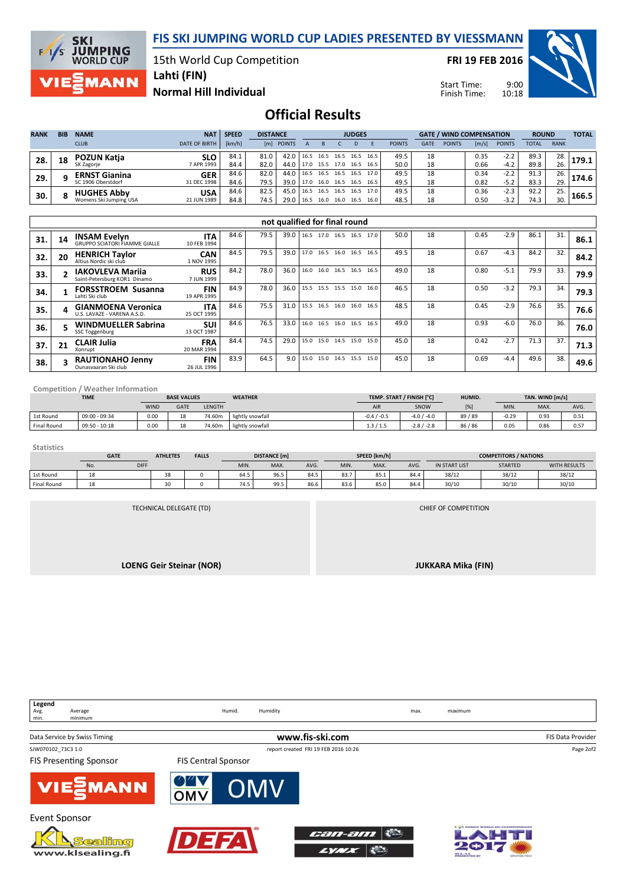# FIS SKI JUMPING WORLD CUP LADIES PRESENTED BY VIESSMANN

15th World Cup Competition
Lahti (FIN)
Normal Hill Individual

FRI 19 FEB 2016

Start Time: 9:00
Finish Time: 10:18

## Official Results

| RANK | BIB | NAME / CLUB | NAT / DATE OF BIRTH | SPEED [km/h] | DISTANCE [m] | DISTANCE POINTS | A | B | C | D | E | JUDGES POINTS | GATE | GATE POINTS | WIND [m/s] | WIND POINTS | ROUND TOTAL | ROUND RANK | TOTAL |
|---|---|---|---|---|---|---|---|---|---|---|---|---|---|---|---|---|---|---|---|
| 28. | 18 | POZUN Katja / SK Zagorje | SLO / 7 APR 1993 | 84.1 | 81.0 | 42.0 | 16.5 | 16.5 | 16.5 | 16.5 | 16.5 | 49.5 | 18 | | 0.35 | -2.2 | 89.3 | 28. | 179.1 |
| | | | | 84.4 | 82.0 | 44.0 | 17.0 | 15.5 | 17.0 | 16.5 | 16.5 | 50.0 | 18 | | 0.66 | -4.2 | 89.8 | 26. | |
| 29. | 9 | ERNST Gianina / SC 1906 Oberstdorf | GER / 31 DEC 1998 | 84.6 | 82.0 | 44.0 | 16.5 | 16.5 | 16.5 | 16.5 | 17.0 | 49.5 | 18 | | 0.34 | -2.2 | 91.3 | 26. | 174.6 |
| | | | | 84.6 | 79.5 | 39.0 | 17.0 | 16.0 | 16.5 | 16.5 | 16.5 | 49.5 | 18 | | 0.82 | -5.2 | 83.3 | 29. | |
| 30. | 8 | HUGHES Abby / Womens Ski Jumping USA | USA / 21 JUN 1989 | 84.6 | 82.5 | 45.0 | 16.5 | 16.5 | 16.5 | 16.5 | 17.0 | 49.5 | 18 | | 0.36 | -2.3 | 92.2 | 25. | 166.5 |
| | | | | 84.8 | 74.5 | 29.0 | 16.5 | 16.0 | 16.0 | 16.5 | 16.0 | 48.5 | 18 | | 0.50 | -3.2 | 74.3 | 30. | |

### not qualified for final round

| RANK | BIB | NAME / CLUB | NAT / DATE OF BIRTH | SPEED [km/h] | DISTANCE [m] | DISTANCE POINTS | A | B | C | D | E | JUDGES POINTS | GATE | GATE POINTS | WIND [m/s] | WIND POINTS | ROUND TOTAL | ROUND RANK | TOTAL |
|---|---|---|---|---|---|---|---|---|---|---|---|---|---|---|---|---|---|---|---|
| 31. | 14 | INSAM Evelyn / GRUPPO SCIATORI FIAMME GIALLE | ITA / 10 FEB 1994 | 84.6 | 79.5 | 39.0 | 16.5 | 17.0 | 16.5 | 16.5 | 17.0 | 50.0 | 18 | | 0.45 | -2.9 | 86.1 | 31. | 86.1 |
| 32. | 20 | HENRICH Taylor / Altius Nordic ski club | CAN / 1 NOV 1995 | 84.5 | 79.5 | 39.0 | 17.0 | 16.5 | 16.0 | 16.5 | 16.5 | 49.5 | 18 | | 0.67 | -4.3 | 84.2 | 32. | 84.2 |
| 33. | 2 | IAKOVLEVA Mariia / Saint-Petersburg KOR1 Dinamo | RUS / 7 JUN 1999 | 84.2 | 78.0 | 36.0 | 16.0 | 16.0 | 16.5 | 16.5 | 16.5 | 49.0 | 18 | | 0.80 | -5.1 | 79.9 | 33. | 79.9 |
| 34. | 1 | FORSSTROEM Susanna / Lahti Ski club | FIN / 19 APR 1995 | 84.9 | 78.0 | 36.0 | 15.5 | 15.5 | 15.5 | 15.0 | 16.0 | 46.5 | 18 | | 0.50 | -3.2 | 79.3 | 34. | 79.3 |
| 35. | 4 | GIANMOENA Veronica / U.S. LAVAZE - VARENA A.S.D. | ITA / 25 OCT 1995 | 84.6 | 75.5 | 31.0 | 15.5 | 16.5 | 16.0 | 16.0 | 16.5 | 48.5 | 18 | | 0.45 | -2.9 | 76.6 | 35. | 76.6 |
| 36. | 5 | WINDMUELLER Sabrina / SSC Toggenburg | SUI / 13 OCT 1987 | 84.6 | 76.5 | 33.0 | 16.0 | 16.5 | 16.0 | 16.5 | 16.5 | 49.0 | 18 | | 0.93 | -6.0 | 76.0 | 36. | 76.0 |
| 37. | 21 | CLAIR Julia / Xonrupt | FRA / 20 MAR 1994 | 84.4 | 74.5 | 29.0 | 15.0 | 15.0 | 14.5 | 15.0 | 15.0 | 45.0 | 18 | | 0.42 | -2.7 | 71.3 | 37. | 71.3 |
| 38. | 3 | RAUTIONAHO Jenny / Ounasvaaran Ski club | FIN / 26 JUL 1996 | 83.9 | 64.5 | 9.0 | 15.0 | 15.0 | 14.5 | 15.5 | 15.0 | 45.0 | 18 | | 0.69 | -4.4 | 49.6 | 38. | 49.6 |

### Competition / Weather Information

| | TIME | BASE VALUES WIND | GATE | LENGTH | WEATHER | TEMP. AIR [°C] | TEMP. SNOW [°C] | HUMID. [%] | TAN. WIND MIN. [m/s] | MAX. | AVG. |
|---|---|---|---|---|---|---|---|---|---|---|---|
| 1st Round | 09:00 - 09:34 | 0.00 | 18 | 74.60m | lightly snowfall | -0.4 / -0.5 | -4.0 / -4.0 | 89 / 89 | -0.29 | 0.93 | 0.51 |
| Final Round | 09:50 - 10:18 | 0.00 | 18 | 74.60m | lightly snowfall | 1.3 / 1.5 | -2.8 / -2.8 | 86 / 86 | 0.05 | 0.86 | 0.57 |

### Statistics

| | GATE No. | GATE DIFF | ATHLETES | FALLS | DISTANCE MIN. [m] | DISTANCE MAX. | DISTANCE AVG. | SPEED MIN. [km/h] | SPEED MAX. | SPEED AVG. | IN START LIST | STARTED | WITH RESULTS |
|---|---|---|---|---|---|---|---|---|---|---|---|---|---|
| 1st Round | 18 | | 38 | 0 | 64.5 | 96.5 | 84.5 | 83.7 | 85.1 | 84.4 | 38/12 | 38/12 | 38/12 |
| Final Round | 18 | | 30 | 0 | 74.5 | 99.5 | 86.6 | 83.6 | 85.0 | 84.4 | 30/10 | 30/10 | 30/10 |

TECHNICAL DELEGATE (TD): **LOENG Geir Steinar (NOR)**

CHIEF OF COMPETITION: **JUKKARA Mika (FIN)**

**Legend**
Avg. Average
min. minimum
Humid. Humidity
max. maximum

Data Service by Swiss Timing — www.fis-ski.com — FIS Data Provider

SJW070102_73C3 1.0 — report created FRI 19 FEB 2016 10:26

FIS Presenting Sponsor: VIESSMANN
FIS Central Sponsor: OMV
Event Sponsor: KL Sealing (www.klsealing.fi), DEFA, can-am, LYNX, LAHTI 2017